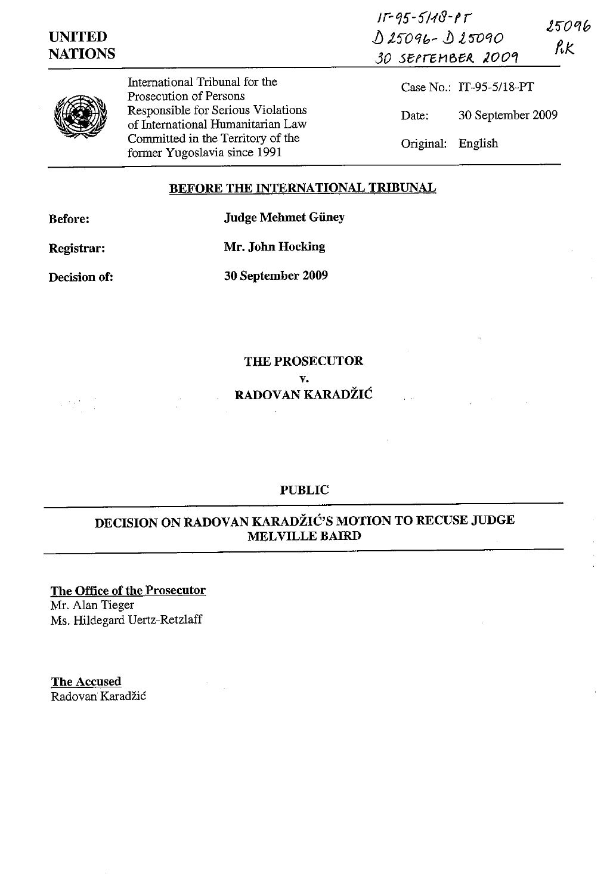IT-95-5/18-PT
D25096 - D25090
30 SEPTEMBER 2009

25096
PK

**UNITED NATIONS**

International Tribunal for the Prosecution of Persons Responsible for Serious Violations of International Humanitarian Law Committed in the Territory of the former Yugoslavia since 1991

Case No.: IT-95-5/18-PT

Date: 30 September 2009

Original: English

**BEFORE THE INTERNATIONAL TRIBUNAL**

**Before:** **Judge Mehmet Güney**

**Registrar:** **Mr. John Hocking**

**Decision of:** **30 September 2009**

**THE PROSECUTOR**

**v.**

**RADOVAN KARADŽIĆ**

**PUBLIC**

**DECISION ON RADOVAN KARADŽIĆ'S MOTION TO RECUSE JUDGE MELVILLE BAIRD**

**The Office of the Prosecutor**
Mr. Alan Tieger
Ms. Hildegard Uertz-Retzlaff

**The Accused**
Radovan Karadžić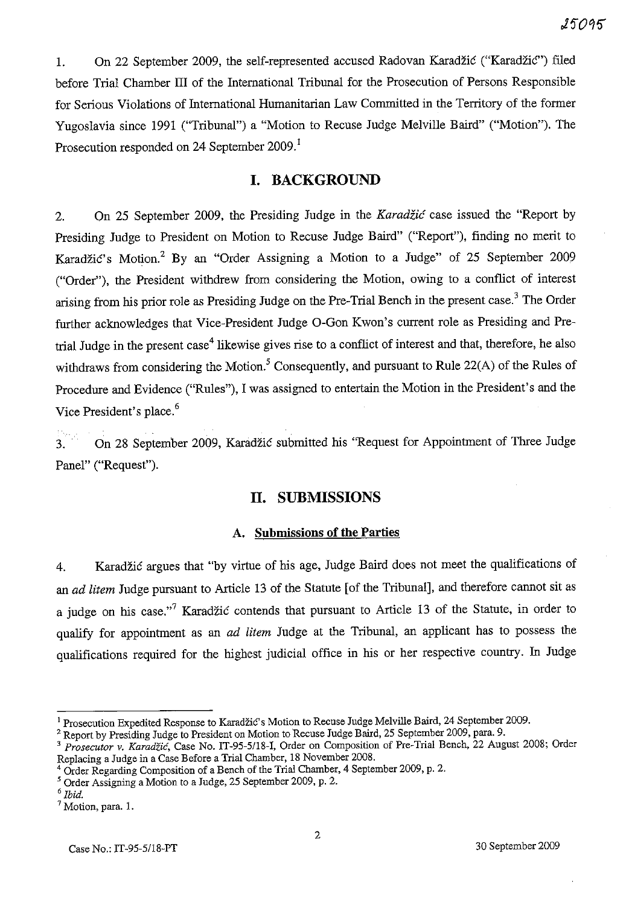1. On 22 September 2009, the self-represented accused Radovan Karadžić ("Karadžić") filed before Trial Chamber III of the International Tribunal for the Prosecution of Persons Responsible for Serious Violations of International Humanitarian Law Committed in the Territory of the former Yugoslavia since 1991 ("Tribunal") a "Motion to Recuse Judge Melville Baird" ("Motion"). The Prosecution responded on 24 September 2009.[1]

## I. BACKGROUND

2. On 25 September 2009, the Presiding Judge in the *Karadžić* case issued the "Report by Presiding Judge to President on Motion to Recuse Judge Baird" ("Report"), finding no merit to Karadžić's Motion.[2] By an "Order Assigning a Motion to a Judge" of 25 September 2009 ("Order"), the President withdrew from considering the Motion, owing to a conflict of interest arising from his prior role as Presiding Judge on the Pre-Trial Bench in the present case.[3] The Order further acknowledges that Vice-President Judge O-Gon Kwon's current role as Presiding and Pre-trial Judge in the present case[4] likewise gives rise to a conflict of interest and that, therefore, he also withdraws from considering the Motion.[5] Consequently, and pursuant to Rule 22(A) of the Rules of Procedure and Evidence ("Rules"), I was assigned to entertain the Motion in the President's and the Vice President's place.[6]

3. On 28 September 2009, Karadžić submitted his "Request for Appointment of Three Judge Panel" ("Request").

## II. SUBMISSIONS

### A. Submissions of the Parties

4. Karadžić argues that "by virtue of his age, Judge Baird does not meet the qualifications of an *ad litem* Judge pursuant to Article 13 of the Statute [of the Tribunal], and therefore cannot sit as a judge on his case."[7] Karadžić contends that pursuant to Article 13 of the Statute, in order to qualify for appointment as an *ad litem* Judge at the Tribunal, an applicant has to possess the qualifications required for the highest judicial office in his or her respective country. In Judge

---

[1] Prosecution Expedited Response to Karadžić's Motion to Recuse Judge Melville Baird, 24 September 2009.

[2] Report by Presiding Judge to President on Motion to Recuse Judge Baird, 25 September 2009, para. 9.

[3] *Prosecutor v. Karadžić*, Case No. IT-95-5/18-I, Order on Composition of Pre-Trial Bench, 22 August 2008; Order Replacing a Judge in a Case Before a Trial Chamber, 18 November 2008.

[4] Order Regarding Composition of a Bench of the Trial Chamber, 4 September 2009, p. 2.

[5] Order Assigning a Motion to a Judge, 25 September 2009, p. 2.

[6] *Ibid.*

[7] Motion, para. 1.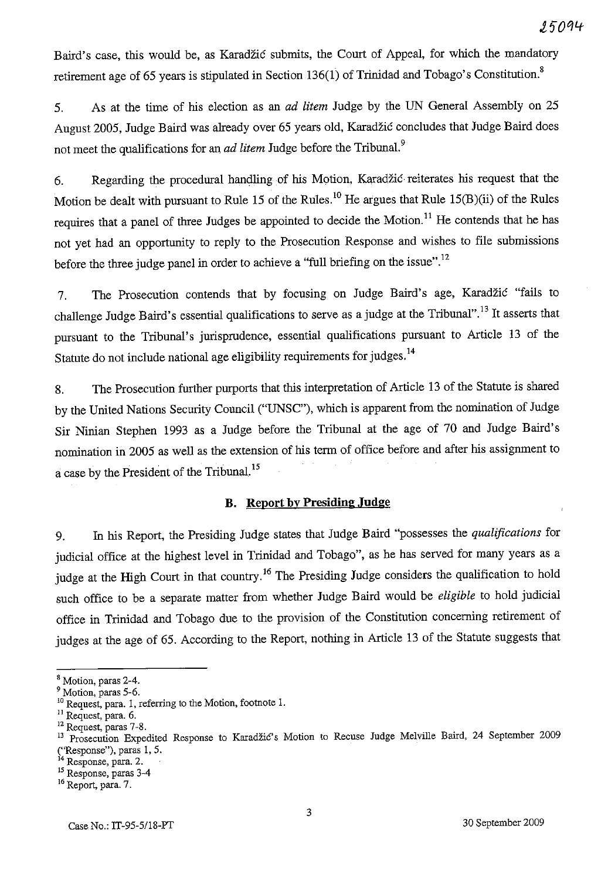Baird's case, this would be, as Karadžić submits, the Court of Appeal, for which the mandatory retirement age of 65 years is stipulated in Section 136(1) of Trinidad and Tobago's Constitution.[8]

5. As at the time of his election as an *ad litem* Judge by the UN General Assembly on 25 August 2005, Judge Baird was already over 65 years old, Karadžić concludes that Judge Baird does not meet the qualifications for an *ad litem* Judge before the Tribunal.[9]

6. Regarding the procedural handling of his Motion, Karadžić reiterates his request that the Motion be dealt with pursuant to Rule 15 of the Rules.[10] He argues that Rule 15(B)(ii) of the Rules requires that a panel of three Judges be appointed to decide the Motion.[11] He contends that he has not yet had an opportunity to reply to the Prosecution Response and wishes to file submissions before the three judge panel in order to achieve a "full briefing on the issue".[12]

7. The Prosecution contends that by focusing on Judge Baird's age, Karadžić "fails to challenge Judge Baird's essential qualifications to serve as a judge at the Tribunal".[13] It asserts that pursuant to the Tribunal's jurisprudence, essential qualifications pursuant to Article 13 of the Statute do not include national age eligibility requirements for judges.[14]

8. The Prosecution further purports that this interpretation of Article 13 of the Statute is shared by the United Nations Security Council ("UNSC"), which is apparent from the nomination of Judge Sir Ninian Stephen 1993 as a Judge before the Tribunal at the age of 70 and Judge Baird's nomination in 2005 as well as the extension of his term of office before and after his assignment to a case by the President of the Tribunal.[15]

### B. Report by Presiding Judge

9. In his Report, the Presiding Judge states that Judge Baird "possesses the *qualifications* for judicial office at the highest level in Trinidad and Tobago", as he has served for many years as a judge at the High Court in that country.[16] The Presiding Judge considers the qualification to hold such office to be a separate matter from whether Judge Baird would be *eligible* to hold judicial office in Trinidad and Tobago due to the provision of the Constitution concerning retirement of judges at the age of 65. According to the Report, nothing in Article 13 of the Statute suggests that

---

[8] Motion, paras 2-4.

[9] Motion, paras 5-6.

[10] Request, para. 1, referring to the Motion, footnote 1.

[11] Request, para. 6.

[12] Request, paras 7-8.

[13] Prosecution Expedited Response to Karadžić's Motion to Recuse Judge Melville Baird, 24 September 2009 ("Response"), paras 1, 5.

[14] Response, para. 2.

[15] Response, paras 3-4

[16] Report, para. 7.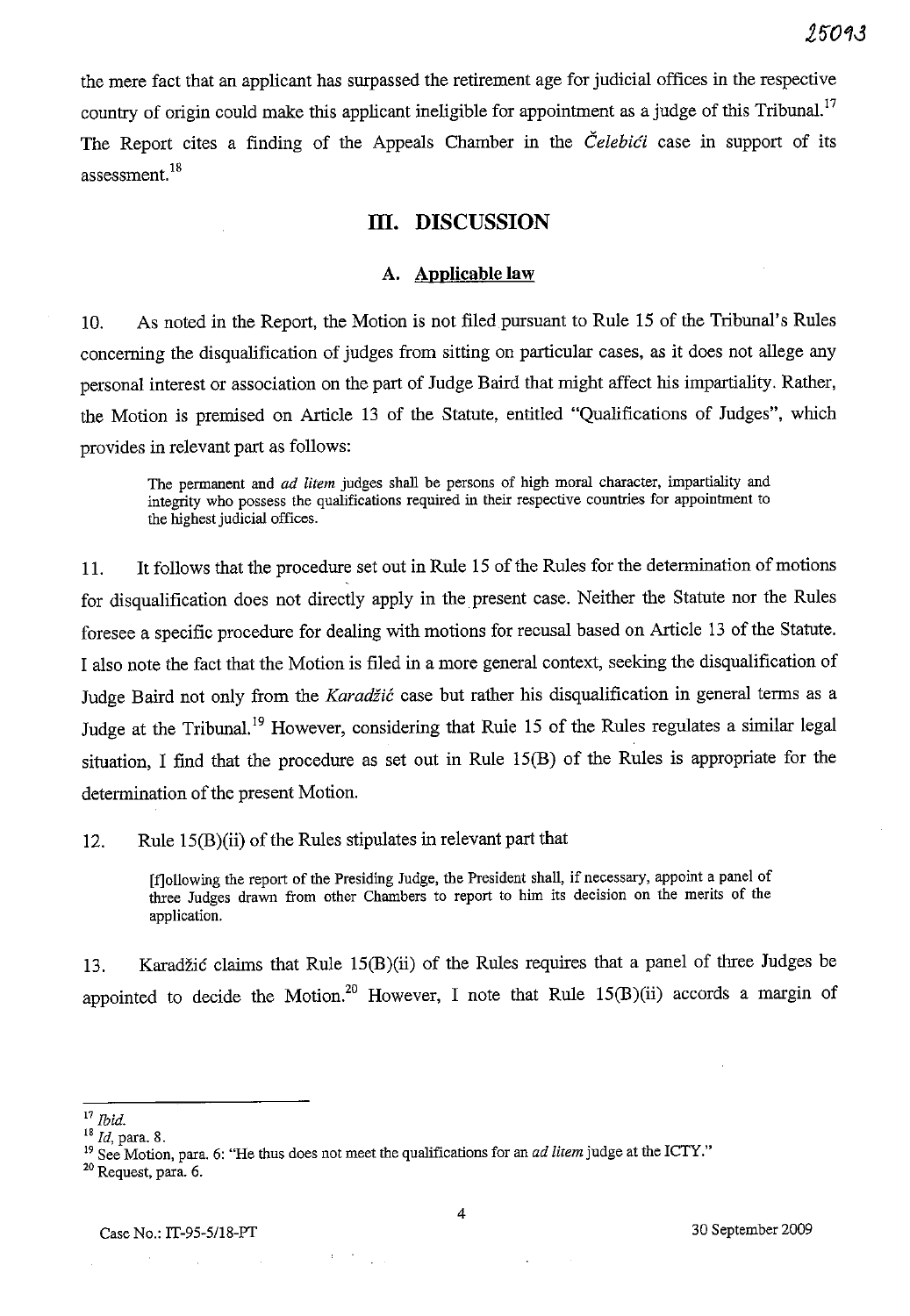the mere fact that an applicant has surpassed the retirement age for judicial offices in the respective country of origin could make this applicant ineligible for appointment as a judge of this Tribunal.[17] The Report cites a finding of the Appeals Chamber in the *Čelebići* case in support of its assessment.[18]

## III. DISCUSSION

### A. Applicable law

10. As noted in the Report, the Motion is not filed pursuant to Rule 15 of the Tribunal's Rules concerning the disqualification of judges from sitting on particular cases, as it does not allege any personal interest or association on the part of Judge Baird that might affect his impartiality. Rather, the Motion is premised on Article 13 of the Statute, entitled "Qualifications of Judges", which provides in relevant part as follows:

> The permanent and *ad litem* judges shall be persons of high moral character, impartiality and integrity who possess the qualifications required in their respective countries for appointment to the highest judicial offices.

11. It follows that the procedure set out in Rule 15 of the Rules for the determination of motions for disqualification does not directly apply in the present case. Neither the Statute nor the Rules foresee a specific procedure for dealing with motions for recusal based on Article 13 of the Statute. I also note the fact that the Motion is filed in a more general context, seeking the disqualification of Judge Baird not only from the *Karadžić* case but rather his disqualification in general terms as a Judge at the Tribunal.[19] However, considering that Rule 15 of the Rules regulates a similar legal situation, I find that the procedure as set out in Rule 15(B) of the Rules is appropriate for the determination of the present Motion.

12. Rule 15(B)(ii) of the Rules stipulates in relevant part that

> [f]ollowing the report of the Presiding Judge, the President shall, if necessary, appoint a panel of three Judges drawn from other Chambers to report to him its decision on the merits of the application.

13. Karadžić claims that Rule 15(B)(ii) of the Rules requires that a panel of three Judges be appointed to decide the Motion.[20] However, I note that Rule 15(B)(ii) accords a margin of

---

[17] *Ibid.*

[18] *Id*, para. 8.

[19] See Motion, para. 6: "He thus does not meet the qualifications for an *ad litem* judge at the ICTY."

[20] Request, para. 6.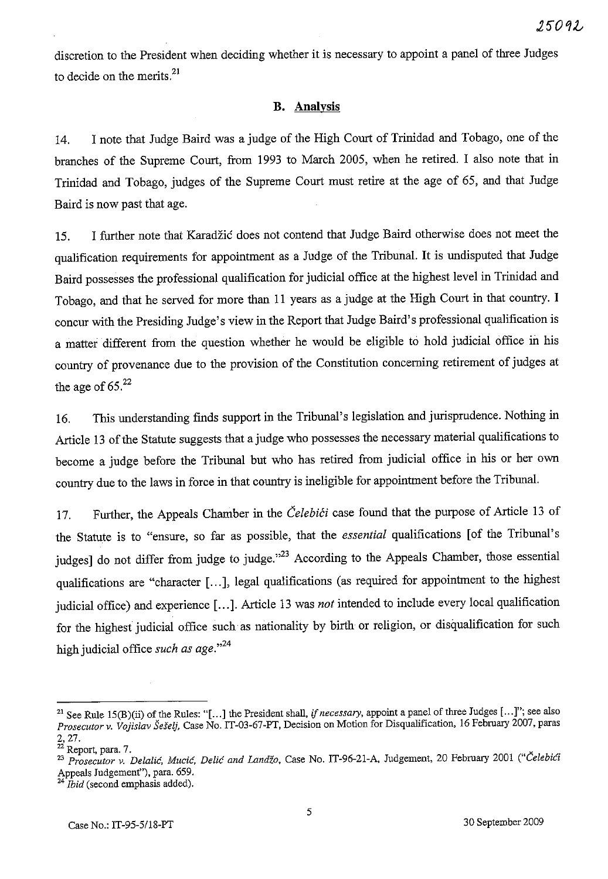discretion to the President when deciding whether it is necessary to appoint a panel of three Judges to decide on the merits.[21]

## B. Analysis

14. I note that Judge Baird was a judge of the High Court of Trinidad and Tobago, one of the branches of the Supreme Court, from 1993 to March 2005, when he retired. I also note that in Trinidad and Tobago, judges of the Supreme Court must retire at the age of 65, and that Judge Baird is now past that age.

15. I further note that Karadžić does not contend that Judge Baird otherwise does not meet the qualification requirements for appointment as a Judge of the Tribunal. It is undisputed that Judge Baird possesses the professional qualification for judicial office at the highest level in Trinidad and Tobago, and that he served for more than 11 years as a judge at the High Court in that country. I concur with the Presiding Judge's view in the Report that Judge Baird's professional qualification is a matter different from the question whether he would be eligible to hold judicial office in his country of provenance due to the provision of the Constitution concerning retirement of judges at the age of 65.[22]

16. This understanding finds support in the Tribunal's legislation and jurisprudence. Nothing in Article 13 of the Statute suggests that a judge who possesses the necessary material qualifications to become a judge before the Tribunal but who has retired from judicial office in his or her own country due to the laws in force in that country is ineligible for appointment before the Tribunal.

17. Further, the Appeals Chamber in the *Čelebići* case found that the purpose of Article 13 of the Statute is to "ensure, so far as possible, that the *essential* qualifications [of the Tribunal's judges] do not differ from judge to judge."[23] According to the Appeals Chamber, those essential qualifications are "character [...], legal qualifications (as required for appointment to the highest judicial office) and experience [...]. Article 13 was *not* intended to include every local qualification for the highest judicial office such as nationality by birth or religion, or disqualification for such high judicial office *such as age*."[24]

---

[21] See Rule 15(B)(ii) of the Rules: "[...] the President shall, *if necessary*, appoint a panel of three Judges [...]"; see also *Prosecutor v. Vojislav Šešelj*, Case No. IT-03-67-PT, Decision on Motion for Disqualification, 16 February 2007, paras 2, 27.

[22] Report, para. 7.

[23] *Prosecutor v. Delalić, Mucić, Delić and Landžo*, Case No. IT-96-21-A, Judgement, 20 February 2001 ("*Čelebići* Appeals Judgement"), para. 659.

[24] *Ibid* (second emphasis added).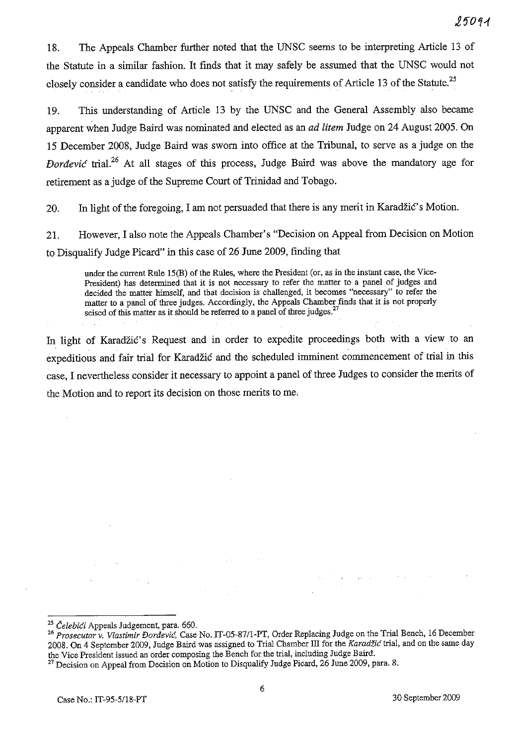18. The Appeals Chamber further noted that the UNSC seems to be interpreting Article 13 of the Statute in a similar fashion. It finds that it may safely be assumed that the UNSC would not closely consider a candidate who does not satisfy the requirements of Article 13 of the Statute.[25]

19. This understanding of Article 13 by the UNSC and the General Assembly also became apparent when Judge Baird was nominated and elected as an *ad litem* Judge on 24 August 2005. On 15 December 2008, Judge Baird was sworn into office at the Tribunal, to serve as a judge on the *Đorđević* trial.[26] At all stages of this process, Judge Baird was above the mandatory age for retirement as a judge of the Supreme Court of Trinidad and Tobago.

20. In light of the foregoing, I am not persuaded that there is any merit in Karadžić's Motion.

21. However, I also note the Appeals Chamber's "Decision on Appeal from Decision on Motion to Disqualify Judge Picard" in this case of 26 June 2009, finding that

> under the current Rule 15(B) of the Rules, where the President (or, as in the instant case, the Vice-President) has determined that it is not necessary to refer the matter to a panel of judges and decided the matter himself, and that decision is challenged, it becomes "necessary" to refer the matter to a panel of three judges. Accordingly, the Appeals Chamber finds that it is not properly seised of this matter as it should be referred to a panel of three judges.[27]

In light of Karadžić's Request and in order to expedite proceedings both with a view to an expeditious and fair trial for Karadžić and the scheduled imminent commencement of trial in this case, I nevertheless consider it necessary to appoint a panel of three Judges to consider the merits of the Motion and to report its decision on those merits to me.

---

[25] *Čelebići* Appeals Judgement, para. 660.

[26] *Prosecutor v. Vlastimir Đorđević*, Case No. IT-05-87/1-PT, Order Replacing Judge on the Trial Bench, 16 December 2008. On 4 September 2009, Judge Baird was assigned to Trial Chamber III for the *Karadžić* trial, and on the same day the Vice President issued an order composing the Bench for the trial, including Judge Baird.

[27] Decision on Appeal from Decision on Motion to Disqualify Judge Picard, 26 June 2009, para. 8.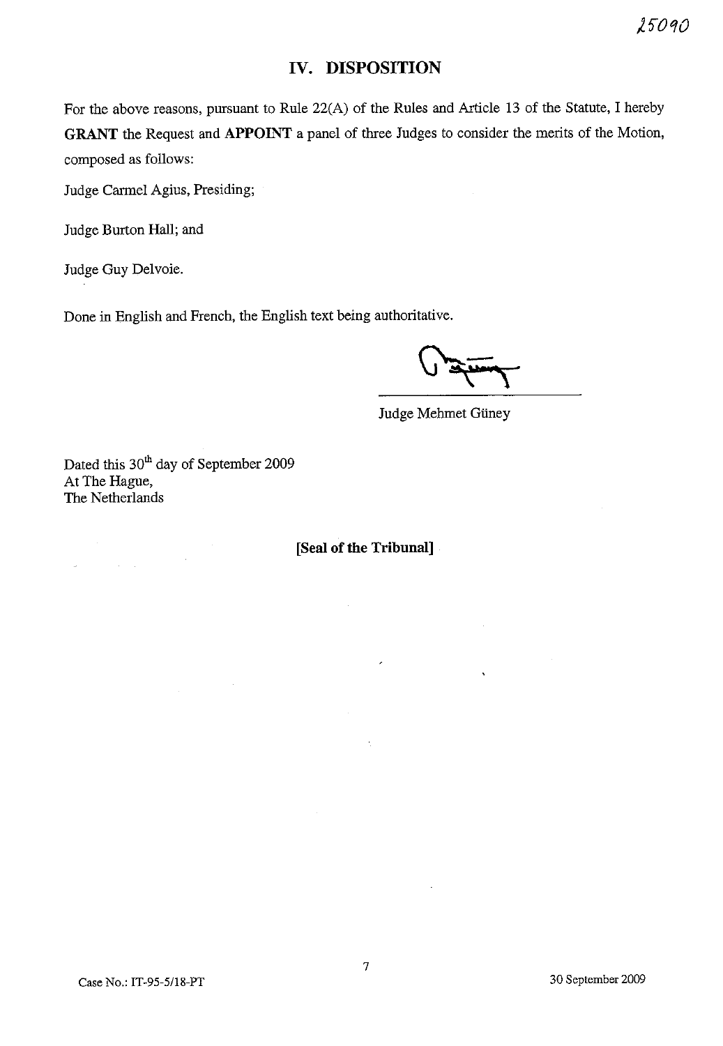## IV. DISPOSITION

For the above reasons, pursuant to Rule 22(A) of the Rules and Article 13 of the Statute, I hereby **GRANT** the Request and **APPOINT** a panel of three Judges to consider the merits of the Motion, composed as follows:

Judge Carmel Agius, Presiding;

Judge Burton Hall; and

Judge Guy Delvoie.

Done in English and French, the English text being authoritative.

Judge Mehmet Güney

Dated this 30th day of September 2009
At The Hague,
The Netherlands

**[Seal of the Tribunal]**